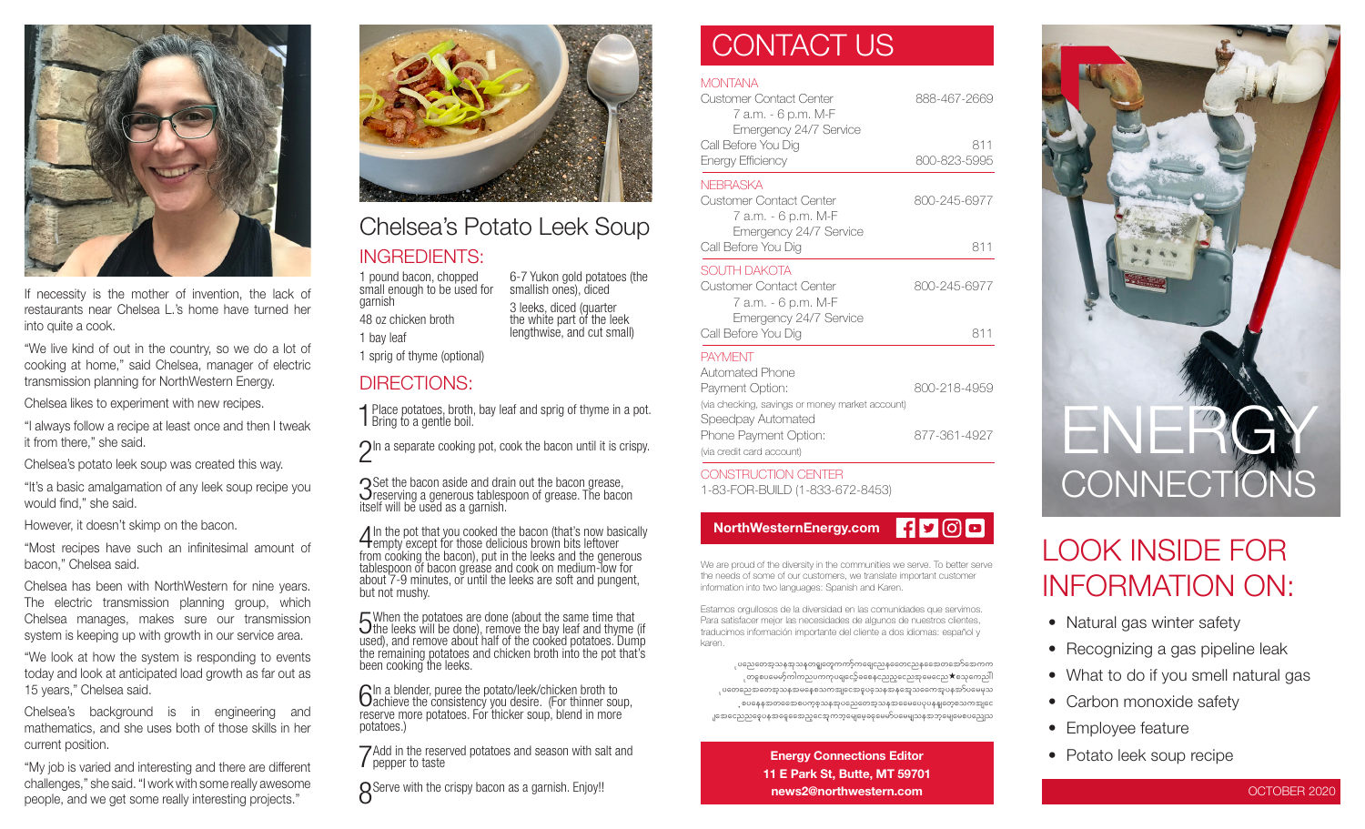If necessity is the mother of invention, the lack of restaurants near Chelsea L.'s home have turned her into quite a cook.

"We live kind of out in the country, so we do a lot of cooking at home," said Chelsea, manager of electric transmission planning for NorthWestern Energy.

Chelsea likes to experiment with new recipes.

"I always follow a recipe at least once and then I tweak it from there," she said.

Chelsea's potato leek soup was created this way.

"It's a basic amalgamation of any leek soup recipe you would find," she said.

However, it doesn't skimp on the bacon.

"Most recipes have such an infinitesimal amount of bacon," Chelsea said.

Chelsea has been with NorthWestern for nine years. The electric transmission planning group, which Chelsea manages, makes sure our transmission system is keeping up with growth in our service area.

"We look at how the system is responding to events today and look at anticipated load growth as far out as 15 years," Chelsea said.

Chelsea's background is in engineering and mathematics, and she uses both of those skills in her current position.

"My job is varied and interesting and there are different challenges," she said. "I work with some really awesome people, and we get some really interesting projects."

# Chelsea's Potato Leek Soup

## INGREDIENTS:

- 1 pound bacon, chopped small enough to be used for garnish
- 48 oz chicken broth
- 1 bay leaf
- 1 sprig of thyme (optional)
- 6-7 Yukon gold potatoes (the smallish ones), diced
- 3 leeks, diced (quarter the white part of the leek lengthwise, and cut small)

## DIRECTIONS:

1. Place potatoes, broth, bay leaf and sprig of thyme in a pot. Bring to a gentle boil.
2. In a separate cooking pot, cook the bacon until it is crispy.
3. Set the bacon aside and drain out the bacon grease, reserving a generous tablespoon of grease. The bacon itself will be used as a garnish.
4. In the pot that you cooked the bacon (that's now basically empty except for those delicious brown bits leftover from cooking the bacon), put in the leeks and the generous tablespoon of bacon grease and cook on medium-low for about 7-9 minutes, or until the leeks are soft and pungent, but not mushy.
5. When the potatoes are done (about the same time that the leeks will be done), remove the bay leaf and thyme (if used), and remove about half of the cooked potatoes. Dump the remaining potatoes and chicken broth into the pot that's been cooking the leeks.
6. In a blender, puree the potato/leek/chicken broth to achieve the consistency you desire. (For thinner soup, reserve more potatoes. For thicker soup, blend in more potatoes.)
7. Add in the reserved potatoes and season with salt and pepper to taste
8. Serve with the crispy bacon as a garnish. Enjoy!!

# CONTACT US

**MONTANA**

| | |
|---|---|
| Customer Contact Center<br>7 a.m. - 6 p.m. M-F<br>Emergency 24/7 Service | 888-467-2669 |
| Call Before You Dig | 811 |
| Energy Efficiency | 800-823-5995 |

**NEBRASKA**

| | |
|---|---|
| Customer Contact Center<br>7 a.m. - 6 p.m. M-F<br>Emergency 24/7 Service | 800-245-6977 |
| Call Before You Dig | 811 |

**SOUTH DAKOTA**

| | |
|---|---|
| Customer Contact Center<br>7 a.m. - 6 p.m. M-F<br>Emergency 24/7 Service | 800-245-6977 |
| Call Before You Dig | 811 |

**PAYMENT**

| | |
|---|---|
| Automated Phone Payment Option:<br>(via checking, savings or money market account) | 800-218-4959 |
| Speedpay Automated Phone Payment Option:<br>(via credit card account) | 877-361-4927 |

**CONSTRUCTION CENTER**

1-83-FOR-BUILD (1-833-672-8453)

**NorthWesternEnergy.com**

We are proud of the diversity in the communities we serve. To better serve the needs of some of our customers, we translate important customer information into two languages: Spanish and Karen.

Estamos orgullosos de la diversidad en las comunidades que servimos. Para satisfacer mejor las necesidades de algunos de nuestros clientes, traducimos información importante del cliente a dos idiomas: español y karen.

ပညေတေအသနအ့ုသနတ့ရူတေ့ကက္ကရေ့ညနတေညနစေးတေ့အောင်အောကက တစ္မေ့စပမေတ်ကါကညပကက့ပရေငေ့်ခေနေ့ညညငေညအ့မေငေည★ဆေ့ကေ့ညါ ပတေညအေတေ့အသနအနေ့ဆေ့ကအ့ုငေ့တေ့ပ့ငေ့အသနအနအေ့ုသတေ့အ့ုပနအ့ာ်ပမေ့ယ စပနေနအတေအေပေက့ုအသနအ့ုပညေတေ့အသနအမေပေ့ပနရူတေ့ယကအ့ုငေ ဲအေငေညည ေုပနအနေ့အေ့ညငေ့အသကဘ့ုမေ့ုမ့ေ့ခေ့မေမာ်ပမေ့ယူသနအသဘ့ုမေ့ုမေစပေညယ

**Energy Connections Editor**
**11 E Park St, Butte, MT 59701**
**news2@northwestern.com**

# ENERGY CONNECTIONS

## LOOK INSIDE FOR INFORMATION ON:

- Natural gas winter safety
- Recognizing a gas pipeline leak
- What to do if you smell natural gas
- Carbon monoxide safety
- Employee feature
- Potato leek soup recipe

OCTOBER 2020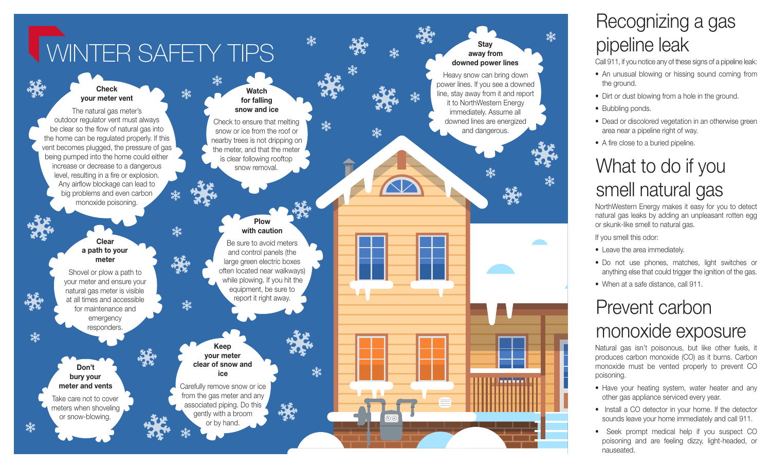# WINTER SAFETY TIPS

### Check your meter vent

The natural gas meter's outdoor regulator vent must always be clear so the flow of natural gas into the home can be regulated properly. If this vent becomes plugged, the pressure of gas being pumped into the home could either increase or decrease to a dangerous level, resulting in a fire or explosion. Any airflow blockage can lead to big problems and even carbon monoxide poisoning.

### Watch for falling snow and ice

Check to ensure that melting snow or ice from the roof or nearby trees is not dripping on the meter, and that the meter is clear following rooftop snow removal.

### Stay away from downed power lines

Heavy snow can bring down power lines. If you see a downed line, stay away from it and report it to NorthWestern Energy immediately. Assume all downed lines are energized and dangerous.

### Clear a path to your meter

Shovel or plow a path to your meter and ensure your natural gas meter is visible at all times and accessible for maintenance and emergency responders.

### Plow with caution

Be sure to avoid meters and control panels (the large green electric boxes often located near walkways) while plowing. If you hit the equipment, be sure to report it right away.

### Don't bury your meter and vents

Take care not to cover meters when shoveling or snow-blowing.

### Keep your meter clear of snow and ice

Carefully remove snow or ice from the gas meter and any associated piping. Do this gently with a broom or by hand.

## Recognizing a gas pipeline leak

Call 911, if you notice any of these signs of a pipeline leak:

- An unusual blowing or hissing sound coming from the ground.
- Dirt or dust blowing from a hole in the ground.
- Bubbling ponds.
- Dead or discolored vegetation in an otherwise green area near a pipeline right of way.
- A fire close to a buried pipeline.

## What to do if you smell natural gas

NorthWestern Energy makes it easy for you to detect natural gas leaks by adding an unpleasant rotten egg or skunk-like smell to natural gas.

If you smell this odor:

- Leave the area immediately.
- Do not use phones, matches, light switches or anything else that could trigger the ignition of the gas.
- When at a safe distance, call 911.

## Prevent carbon monoxide exposure

Natural gas isn't poisonous, but like other fuels, it produces carbon monoxide (CO) as it burns. Carbon monoxide must be vented properly to prevent CO poisoning.

- Have your heating system, water heater and any other gas appliance serviced every year.
- Install a CO detector in your home. If the detector sounds leave your home immediately and call 911.
- Seek prompt medical help if you suspect CO poisoning and are feeling dizzy, light-headed, or nauseated.